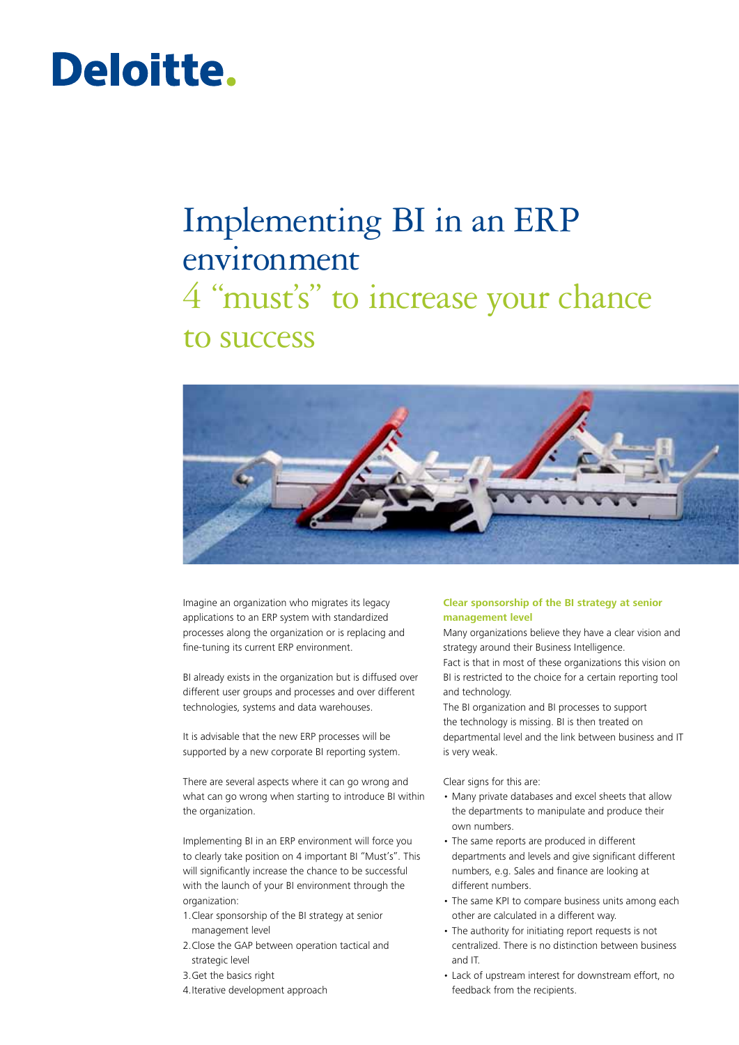Deloitte.

# Implementing BI in an ERP environment

## 4 "must's" to increase your chance to success

Imagine an organization who migrates its legacy applications to an ERP system with standardized processes along the organization or is replacing and fine-tuning its current ERP environment.

BI already exists in the organization but is diffused over different user groups and processes and over different technologies, systems and data warehouses.

It is advisable that the new ERP processes will be supported by a new corporate BI reporting system.

There are several aspects where it can go wrong and what can go wrong when starting to introduce BI within the organization.

Implementing BI in an ERP environment will force you to clearly take position on 4 important BI "Must's". This will significantly increase the chance to be successful with the launch of your BI environment through the organization:

1. Clear sponsorship of the BI strategy at senior management level
2. Close the GAP between operation tactical and strategic level
3. Get the basics right
4. Iterative development approach

### Clear sponsorship of the BI strategy at senior management level

Many organizations believe they have a clear vision and strategy around their Business Intelligence.
Fact is that in most of these organizations this vision on BI is restricted to the choice for a certain reporting tool and technology.
The BI organization and BI processes to support the technology is missing. BI is then treated on departmental level and the link between business and IT is very weak.

Clear signs for this are:

- Many private databases and excel sheets that allow the departments to manipulate and produce their own numbers.
- The same reports are produced in different departments and levels and give significant different numbers, e.g. Sales and finance are looking at different numbers.
- The same KPI to compare business units among each other are calculated in a different way.
- The authority for initiating report requests is not centralized. There is no distinction between business and IT.
- Lack of upstream interest for downstream effort, no feedback from the recipients.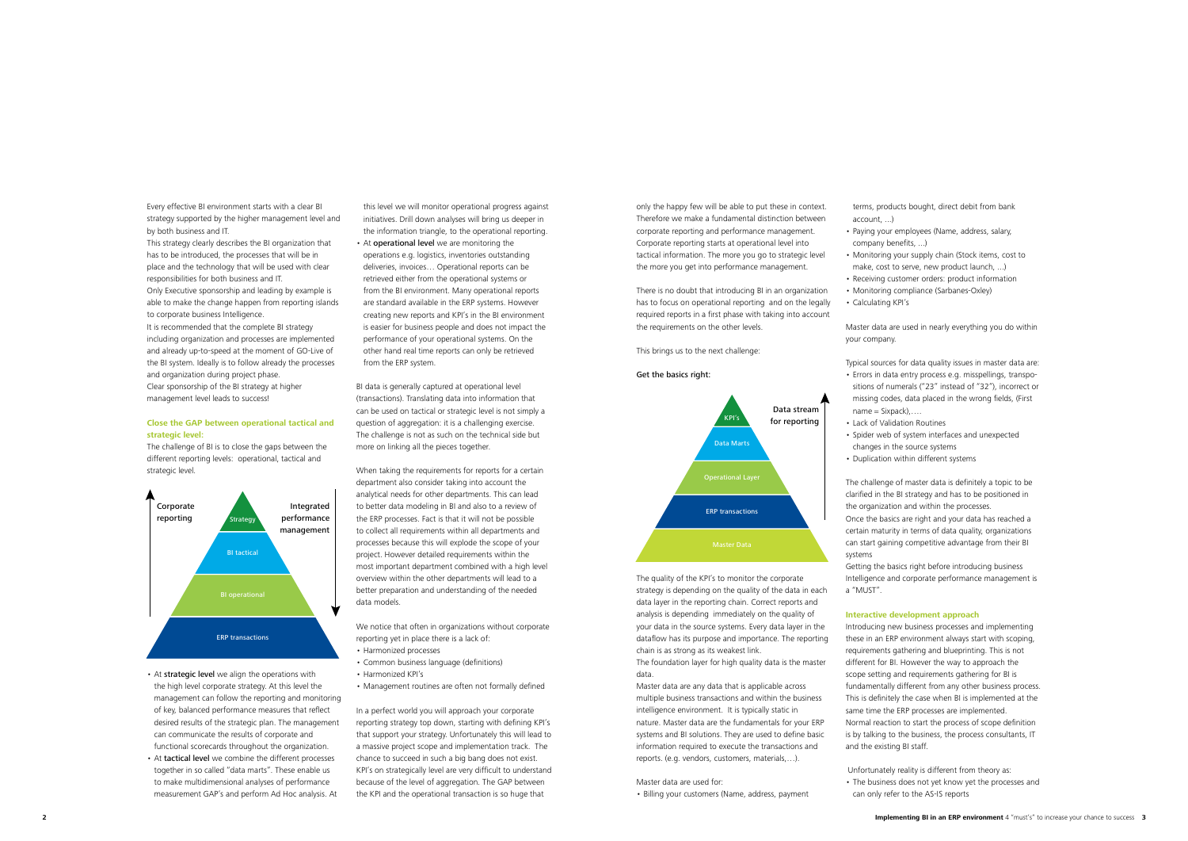Every effective BI environment starts with a clear BI strategy supported by the higher management level and by both business and IT.

This strategy clearly describes the BI organization that has to be introduced, the processes that will be in place and the technology that will be used with clear responsibilities for both business and IT.

Only Executive sponsorship and leading by example is able to make the change happen from reporting islands to corporate business Intelligence.

It is recommended that the complete BI strategy including organization and processes are implemented and already up-to-speed at the moment of GO-Live of the BI system. Ideally is to follow already the processes and organization during project phase.

Clear sponsorship of the BI strategy at higher management level leads to success!

### Close the GAP between operational tactical and strategic level:

The challenge of BI is to close the gaps between the different reporting levels: operational, tactical and strategic level.

Corporate reporting

Strategy

BI tactical

BI operational

ERP transactions

Integrated performance management

- At **strategic level** we align the operations with the high level corporate strategy. At this level the management can follow the reporting and monitoring of key, balanced performance measures that reflect desired results of the strategic plan. The management can communicate the results of corporate and functional scorecards throughout the organization.
- At **tactical level** we combine the different processes together in so called "data marts". These enable us to make multidimensional analyses of performance measurement GAP's and perform Ad Hoc analysis. At this level we will monitor operational progress against initiatives. Drill down analyses will bring us deeper in the information triangle, to the operational reporting.
- At **operational level** we are monitoring the operations e.g. logistics, inventories outstanding deliveries, invoices… Operational reports can be retrieved either from the operational systems or from the BI environment. Many operational reports are standard available in the ERP systems. However creating new reports and KPI's in the BI environment is easier for business people and does not impact the performance of your operational systems. On the other hand real time reports can only be retrieved from the ERP system.

BI data is generally captured at operational level (transactions). Translating data into information that can be used on tactical or strategic level is not simply a question of aggregation: it is a challenging exercise. The challenge is not as such on the technical side but more on linking all the pieces together.

When taking the requirements for reports for a certain department also consider taking into account the analytical needs for other departments. This can lead to better data modeling in BI and also to a review of the ERP processes. Fact is that it will not be possible to collect all requirements within all departments and processes because this will explode the scope of your project. However detailed requirements within the most important department combined with a high level overview within the other departments will lead to a better preparation and understanding of the needed data models.

We notice that often in organizations without corporate reporting yet in place there is a lack of:

- Harmonized processes
- Common business language (definitions)
- Harmonized KPI's
- Management routines are often not formally defined

In a perfect world you will approach your corporate reporting strategy top down, starting with defining KPI's that support your strategy. Unfortunately this will lead to a massive project scope and implementation track. The chance to succeed in such a big bang does not exist. KPI's on strategically level are very difficult to understand because of the level of aggregation. The GAP between the KPI and the operational transaction is so huge that only the happy few will be able to put these in context. Therefore we make a fundamental distinction between corporate reporting and performance management. Corporate reporting starts at operational level into tactical information. The more you go to strategic level the more you get into performance management.

There is no doubt that introducing BI in an organization has to focus on operational reporting and on the legally required reports in a first phase with taking into account the requirements on the other levels.

This brings us to the next challenge:

**Get the basics right:**

KPI's

Data Marts

Operational Layer

ERP transactions

Master Data

Data stream for reporting

The quality of the KPI's to monitor the corporate strategy is depending on the quality of the data in each data layer in the reporting chain. Correct reports and analysis is depending immediately on the quality of your data in the source systems. Every data layer in the dataflow has its purpose and importance. The reporting chain is as strong as its weakest link.

The foundation layer for high quality data is the master data.

Master data are any data that is applicable across multiple business transactions and within the business intelligence environment. It is typically static in nature. Master data are the fundamentals for your ERP systems and BI solutions. They are used to define basic information required to execute the transactions and reports. (e.g. vendors, customers, materials,…).

Master data are used for:

- Billing your customers (Name, address, payment terms, products bought, direct debit from bank account, …)
- Paying your employees (Name, address, salary, company benefits, …)
- Monitoring your supply chain (Stock items, cost to make, cost to serve, new product launch, …)
- Receiving customer orders: product information
- Monitoring compliance (Sarbanes-Oxley)
- Calculating KPI's

Master data are used in nearly everything you do within your company.

Typical sources for data quality issues in master data are:

- Errors in data entry process e.g. misspellings, transpositions of numerals ("23" instead of "32"), incorrect or missing codes, data placed in the wrong fields, (First name = Sixpack),….
- Lack of Validation Routines
- Spider web of system interfaces and unexpected changes in the source systems
- Duplication within different systems

The challenge of master data is definitely a topic to be clarified in the BI strategy and has to be positioned in the organization and within the processes.

Once the basics are right and your data has reached a certain maturity in terms of data quality, organizations can start gaining competitive advantage from their BI systems

Getting the basics right before introducing business Intelligence and corporate performance management is a "MUST".

### Interactive development approach

Introducing new business processes and implementing these in an ERP environment always start with scoping, requirements gathering and blueprinting. This is not different for BI. However the way to approach the scope setting and requirements gathering for BI is fundamentally different from any other business process. This is definitely the case when BI is implemented at the same time the ERP processes are implemented.

Normal reaction to start the process of scope definition is by talking to the business, the process consultants, IT and the existing BI staff.

Unfortunately reality is different from theory as:

- The business does not yet know yet the processes and can only refer to the AS-IS reports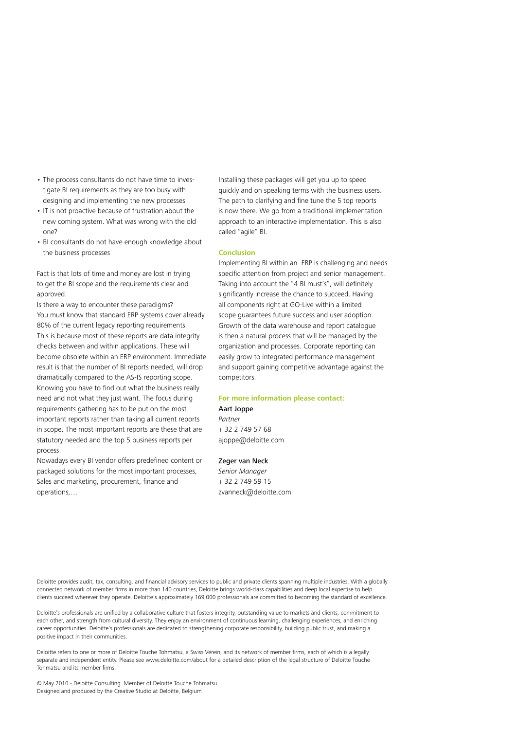- The process consultants do not have time to investigate BI requirements as they are too busy with designing and implementing the new processes
- IT is not proactive because of frustration about the new coming system. What was wrong with the old one?
- BI consultants do not have enough knowledge about the business processes

Fact is that lots of time and money are lost in trying to get the BI scope and the requirements clear and approved.

Is there a way to encounter these paradigms?
You must know that standard ERP systems cover already 80% of the current legacy reporting requirements. This is because most of these reports are data integrity checks between and within applications. These will become obsolete within an ERP environment. Immediate result is that the number of BI reports needed, will drop dramatically compared to the AS-IS reporting scope. Knowing you have to find out what the business really need and not what they just want. The focus during requirements gathering has to be put on the most important reports rather than taking all current reports in scope. The most important reports are these that are statutory needed and the top 5 business reports per process.

Nowadays every BI vendor offers predefined content or packaged solutions for the most important processes, Sales and marketing, procurement, finance and operations,…

Installing these packages will get you up to speed quickly and on speaking terms with the business users. The path to clarifying and fine tune the 5 top reports is now there. We go from a traditional implementation approach to an interactive implementation. This is also called "agile" BI.

### Conclusion

Implementing BI within an ERP is challenging and needs specific attention from project and senior management. Taking into account the "4 BI must's", will definitely significantly increase the chance to succeed. Having all components right at GO-Live within a limited scope guarantees future success and user adoption. Growth of the data warehouse and report catalogue is then a natural process that will be managed by the organization and processes. Corporate reporting can easily grow to integrated performance management and support gaining competitive advantage against the competitors.

### For more information please contact:

**Aart Joppe**
*Partner*
+ 32 2 749 57 68
ajoppe@deloitte.com

**Zeger van Neck**
*Senior Manager*
+ 32 2 749 59 15
zvanneck@deloitte.com

Deloitte provides audit, tax, consulting, and financial advisory services to public and private clients spanning multiple industries. With a globally connected network of member firms in more than 140 countries, Deloitte brings world-class capabilities and deep local expertise to help clients succeed wherever they operate. Deloitte's approximately 169,000 professionals are committed to becoming the standard of excellence.

Deloitte's professionals are unified by a collaborative culture that fosters integrity, outstanding value to markets and clients, commitment to each other, and strength from cultural diversity. They enjoy an environment of continuous learning, challenging experiences, and enriching career opportunities. Deloitte's professionals are dedicated to strengthening corporate responsibility, building public trust, and making a positive impact in their communities.

Deloitte refers to one or more of Deloitte Touche Tohmatsu, a Swiss Verein, and its network of member firms, each of which is a legally separate and independent entity. Please see www.deloitte.com/about for a detailed description of the legal structure of Deloitte Touche Tohmatsu and its member firms.

© May 2010 - Deloitte Consulting. Member of Deloitte Touche Tohmatsu
Designed and produced by the Creative Studio at Deloitte, Belgium